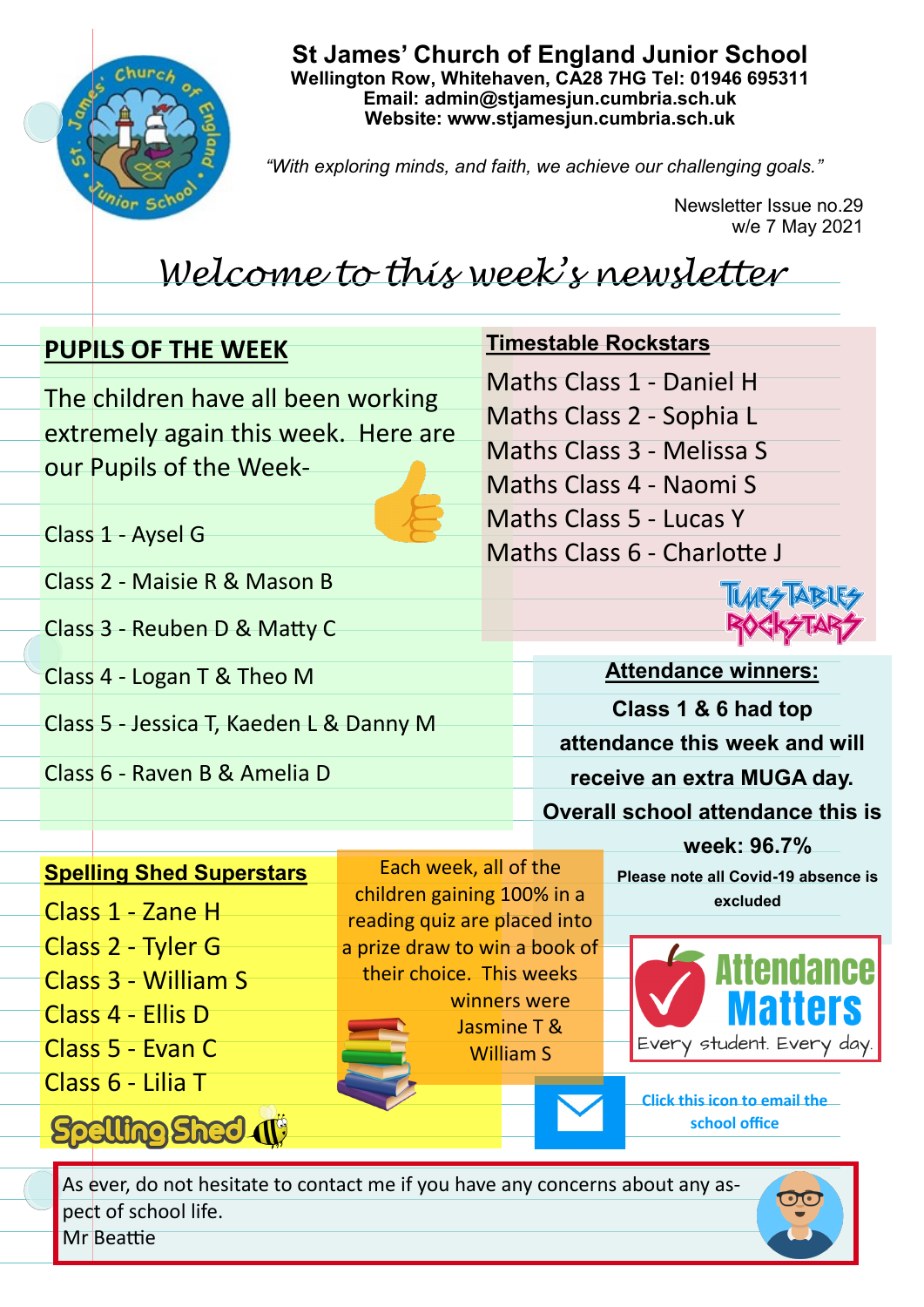# St James' Church of England Junior School

**Wellington Row, Whitehaven, CA28 7HG Tel: 01946 695311**
**Email: admin@stjamesjun.cumbria.sch.uk**
**Website: www.stjamesjun.cumbria.sch.uk**

*"With exploring minds, and faith, we achieve our challenging goals."*

Newsletter Issue no.29
w/e 7 May 2021

## Welcome to this week's newsletter

### PUPILS OF THE WEEK

The children have all been working extremely again this week. Here are our Pupils of the Week-

Class 1 - Aysel G

Class 2 - Maisie R & Mason B

Class 3 - Reuben D & Matty C

Class 4 - Logan T & Theo M

Class 5 - Jessica T, Kaeden L & Danny M

Class 6 - Raven B & Amelia D

### Timestable Rockstars

Maths Class 1 - Daniel H
Maths Class 2 - Sophia L
Maths Class 3 - Melissa S
Maths Class 4 - Naomi S
Maths Class 5 - Lucas Y
Maths Class 6 - Charlotte J

### Attendance winners:

**Class 1 & 6 had top attendance this week and will receive an extra MUGA day.**

**Overall school attendance this is week: 96.7%**

**Please note all Covid-19 absence is excluded**

Attendance Matters
Every student. Every day.

### Spelling Shed Superstars

Class 1 - Zane H
Class 2 - Tyler G
Class 3 - William S
Class 4 - Ellis D
Class 5 - Evan C
Class 6 - Lilia T

Each week, all of the children gaining 100% in a reading quiz are placed into a prize draw to win a book of their choice. This weeks winners were Jasmine T & William S

**Click this icon to email the school office**

As ever, do not hesitate to contact me if you have any concerns about any aspect of school life.
Mr Beattie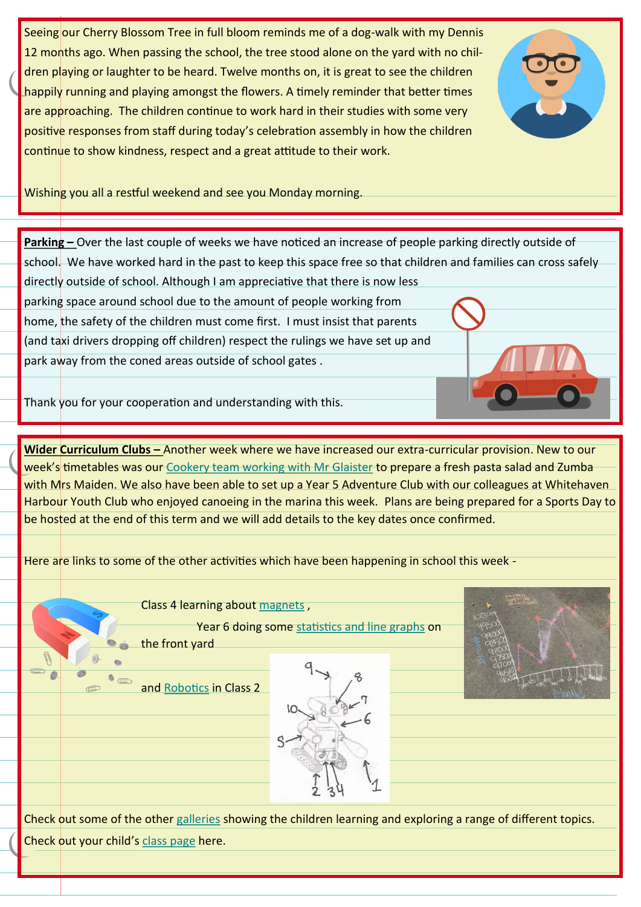Seeing our Cherry Blossom Tree in full bloom reminds me of a dog-walk with my Dennis 12 months ago. When passing the school, the tree stood alone on the yard with no children playing or laughter to be heard. Twelve months on, it is great to see the children happily running and playing amongst the flowers. A timely reminder that better times are approaching. The children continue to work hard in their studies with some very positive responses from staff during today's celebration assembly in how the children continue to show kindness, respect and a great attitude to their work.

Wishing you all a restful weekend and see you Monday morning.

**Parking –** Over the last couple of weeks we have noticed an increase of people parking directly outside of school. We have worked hard in the past to keep this space free so that children and families can cross safely directly outside of school. Although I am appreciative that there is now less parking space around school due to the amount of people working from home, the safety of the children must come first. I must insist that parents (and taxi drivers dropping off children) respect the rulings we have set up and park away from the coned areas outside of school gates .

Thank you for your cooperation and understanding with this.

**Wider Curriculum Clubs –** Another week where we have increased our extra-curricular provision. New to our week's timetables was our Cookery team working with Mr Glaister to prepare a fresh pasta salad and Zumba with Mrs Maiden. We also have been able to set up a Year 5 Adventure Club with our colleagues at Whitehaven Harbour Youth Club who enjoyed canoeing in the marina this week. Plans are being prepared for a Sports Day to be hosted at the end of this term and we will add details to the key dates once confirmed.

Here are links to some of the other activities which have been happening in school this week -

Class 4 learning about magnets ,

Year 6 doing some statistics and line graphs on the front yard

and Robotics in Class 2

Check out some of the other galleries showing the children learning and exploring a range of different topics.

Check out your child's class page here.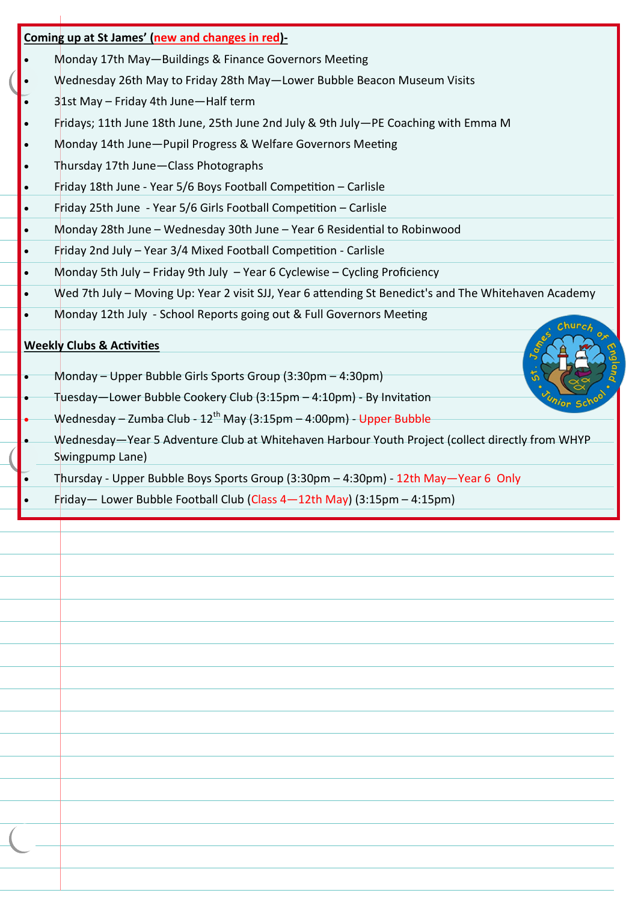**Coming up at St James' (new and changes in red)-**

- Monday 17th May—Buildings & Finance Governors Meeting
- Wednesday 26th May to Friday 28th May—Lower Bubble Beacon Museum Visits
- 31st May – Friday 4th June—Half term
- Fridays; 11th June 18th June, 25th June 2nd July & 9th July—PE Coaching with Emma M
- Monday 14th June—Pupil Progress & Welfare Governors Meeting
- Thursday 17th June—Class Photographs
- Friday 18th June - Year 5/6 Boys Football Competition – Carlisle
- Friday 25th June - Year 5/6 Girls Football Competition – Carlisle
- Monday 28th June – Wednesday 30th June – Year 6 Residential to Robinwood
- Friday 2nd July – Year 3/4 Mixed Football Competition - Carlisle
- Monday 5th July – Friday 9th July – Year 6 Cyclewise – Cycling Proficiency
- Wed 7th July – Moving Up: Year 2 visit SJJ, Year 6 attending St Benedict's and The Whitehaven Academy
- Monday 12th July - School Reports going out & Full Governors Meeting

**Weekly Clubs & Activities**

- Monday – Upper Bubble Girls Sports Group (3:30pm – 4:30pm)
- Tuesday—Lower Bubble Cookery Club (3:15pm – 4:10pm) - By Invitation
- Wednesday – Zumba Club - 12th May (3:15pm – 4:00pm) - Upper Bubble
- Wednesday—Year 5 Adventure Club at Whitehaven Harbour Youth Project (collect directly from WHYP Swingpump Lane)
- Thursday - Upper Bubble Boys Sports Group (3:30pm – 4:30pm) - 12th May—Year 6 Only
- Friday— Lower Bubble Football Club (Class 4—12th May) (3:15pm – 4:15pm)